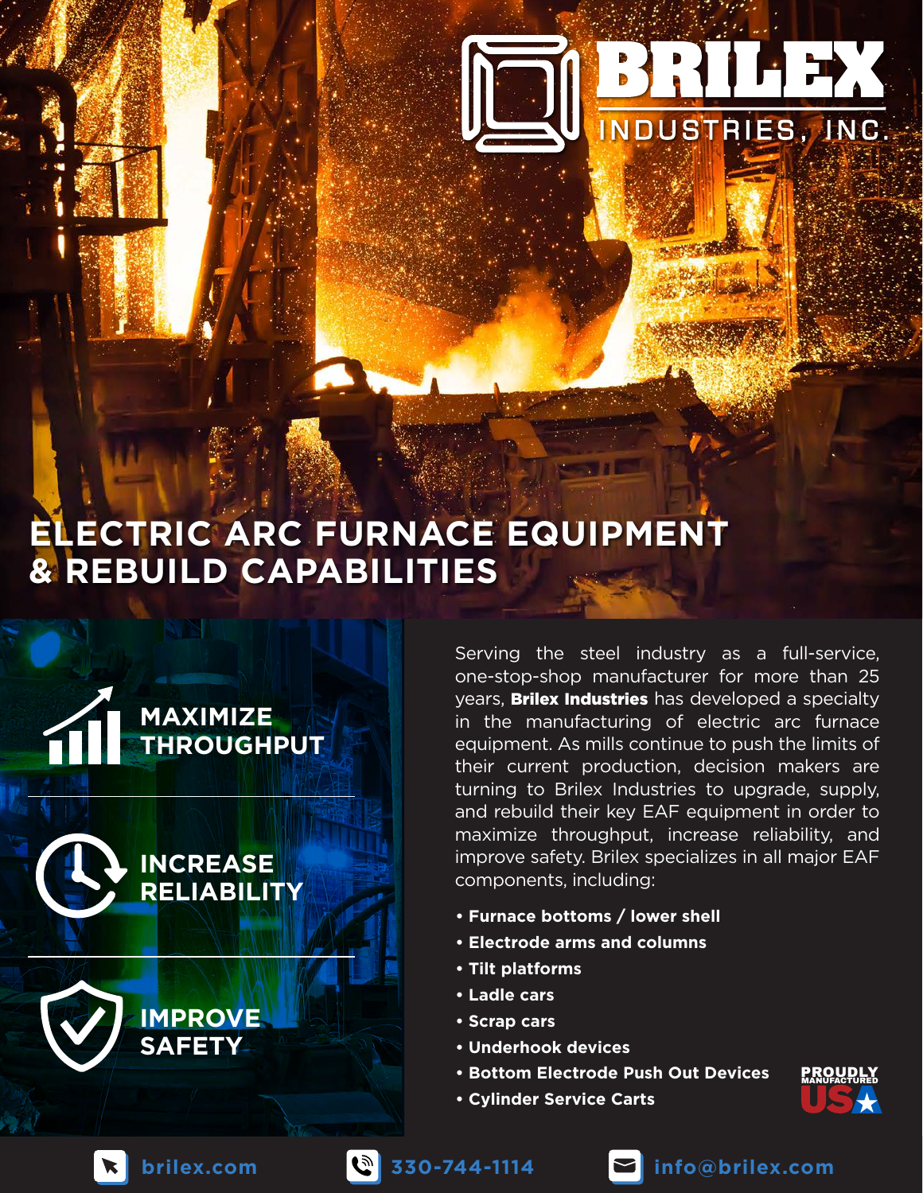# BRILEX INDUSTRIES, INC.

# ELECTRIC ARC FURNACE EQUIPMENT & REBUILD CAPABILITIES

**MAXIMIZE THROUGHPUT**

**INCREASE RELIABILITY**

**IMPROVE SAFETY**

Serving the steel industry as a full-service, one-stop-shop manufacturer for more than 25 years, **Brilex Industries** has developed a specialty in the manufacturing of electric arc furnace equipment. As mills continue to push the limits of their current production, decision makers are turning to Brilex Industries to upgrade, supply, and rebuild their key EAF equipment in order to maximize throughput, increase reliability, and improve safety. Brilex specializes in all major EAF components, including:

- **Furnace bottoms / lower shell**
- **Electrode arms and columns**
- **Tilt platforms**
- **Ladle cars**
- **Scrap cars**
- **Underhook devices**
- **Bottom Electrode Push Out Devices**
- **Cylinder Service Carts**

PROUDLY MANUFACTURED USA

brilex.com | 330-744-1114 | info@brilex.com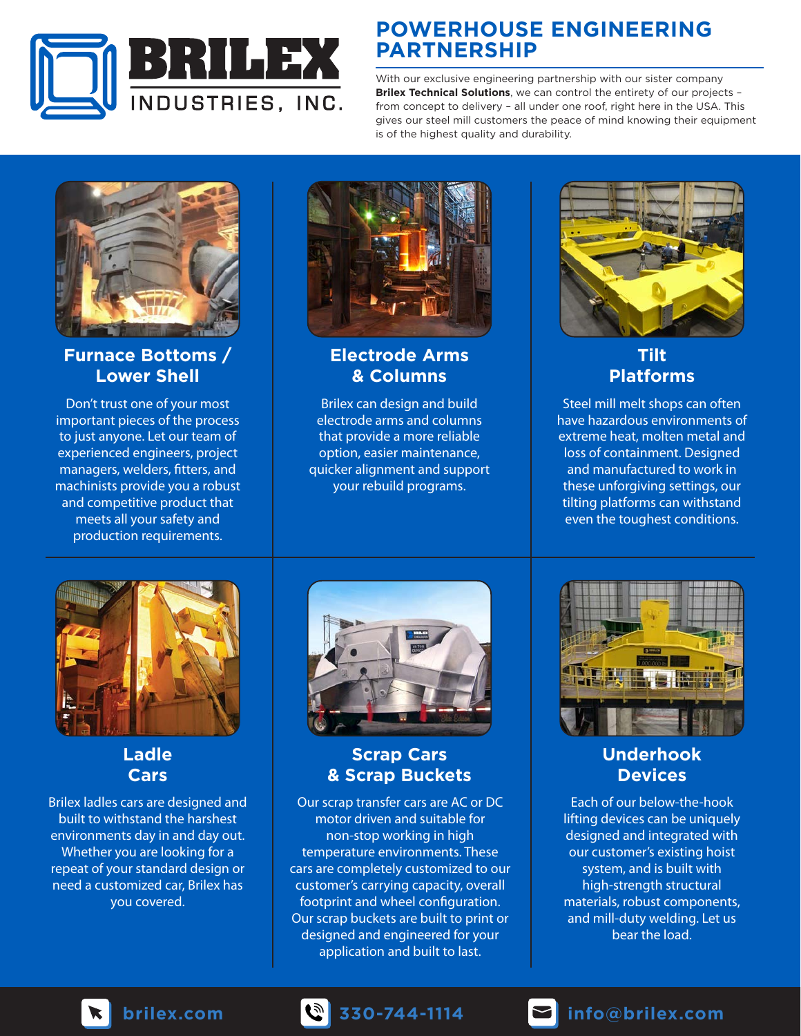BRILEX INDUSTRIES, INC.

# POWERHOUSE ENGINEERING PARTNERSHIP

With our exclusive engineering partnership with our sister company **Brilex Technical Solutions**, we can control the entirety of our projects – from concept to delivery – all under one roof, right here in the USA. This gives our steel mill customers the peace of mind knowing their equipment is of the highest quality and durability.

## Furnace Bottoms / Lower Shell

Don't trust one of your most important pieces of the process to just anyone. Let our team of experienced engineers, project managers, welders, fitters, and machinists provide you a robust and competitive product that meets all your safety and production requirements.

## Electrode Arms & Columns

Brilex can design and build electrode arms and columns that provide a more reliable option, easier maintenance, quicker alignment and support your rebuild programs.

## Tilt Platforms

Steel mill melt shops can often have hazardous environments of extreme heat, molten metal and loss of containment. Designed and manufactured to work in these unforgiving settings, our tilting platforms can withstand even the toughest conditions.

## Ladle Cars

Brilex ladles cars are designed and built to withstand the harshest environments day in and day out. Whether you are looking for a repeat of your standard design or need a customized car, Brilex has you covered.

## Scrap Cars & Scrap Buckets

Our scrap transfer cars are AC or DC motor driven and suitable for non-stop working in high temperature environments. These cars are completely customized to our customer's carrying capacity, overall footprint and wheel configuration. Our scrap buckets are built to print or designed and engineered for your application and built to last.

## Underhook Devices

Each of our below-the-hook lifting devices can be uniquely designed and integrated with our customer's existing hoist system, and is built with high-strength structural materials, robust components, and mill-duty welding. Let us bear the load.

brilex.com | 330-744-1114 | info@brilex.com